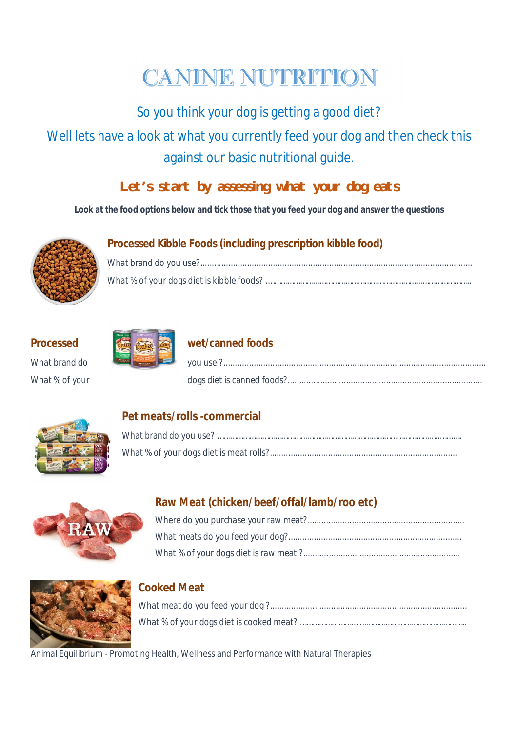# CANINE NUTRITION

So you think your dog is getting a good diet?

Well lets have a look at what you currently feed your dog and then check this against our basic nutritional guide.

## Let's start by assessing what your dog eats

**Look at the food options below and tick those that you feed your dog and answer the questions**

### Processed Kibble Foods (including prescription kibble food)

What brand do you use?...................................................................................................................

What % of your dogs diet is kibble foods? ..........................................................................................

### Processed wet/canned foods

What brand do you use ?..............................................................................................................

What % of your dogs diet is canned foods?.....................................................................................

### Pet meats/rolls -commercial

What brand do you use? ...................................................................................................................

What % of your dogs diet is meat rolls?..............................................................................

### Raw Meat (chicken/beef/offal/lamb/roo etc)

Where do you purchase your raw meat?...................................................................

What meats do you feed your dog?.........................................................................

What % of your dogs diet is raw meat ?...................................................................

### Cooked Meat

What meat do you feed your dog ?...................................................................................

What % of your dogs diet is cooked meat? ..........................................................................

Animal Equilibrium - Promoting Health, Wellness and Performance with Natural Therapies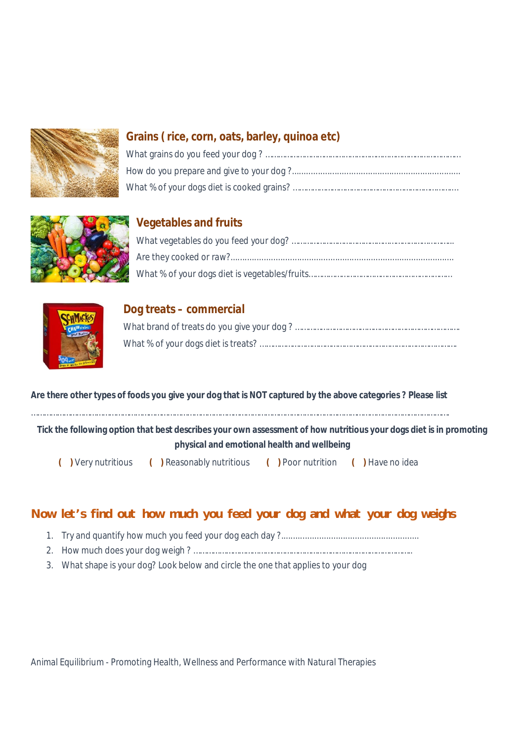## Grains ( rice, corn, oats, barley, quinoa etc)

What grains do you feed your dog ? …………………………………………………………………………

How do you prepare and give to your dog ?……………………………………………………………

What % of your dogs diet is cooked grains? ……………………………………………………………

## Vegetables and fruits

What vegetables do you feed your dog? ……………………………………………………………

Are they cooked or raw?……………………………………………………………………………

What % of your dogs diet is vegetables/fruits…………………………………………………………

## Dog treats – commercial

What brand of treats do you give your dog ? ……………………………………………………………

What % of your dogs diet is treats? …………………………………………………………………………

**Are there other types of foods you give your dog that is NOT captured by the above categories ? Please list**

…………………………………………………………………………………………………………………………………………………………

**Tick the following option that best describes your own assessment of how nutritious your dogs diet is in promoting physical and emotional health and wellbeing**

( ) Very nutritious ( ) Reasonably nutritious ( ) Poor nutrition ( ) Have no idea

## Now let's find out how much you feed your dog and what your dog weighs

1. Try and quantify how much you feed your dog each day ?…………………………………………………
2. How much does your dog weigh ? ……………………………………………………………………………
3. What shape is your dog? Look below and circle the one that applies to your dog

Animal Equilibrium - Promoting Health, Wellness and Performance with Natural Therapies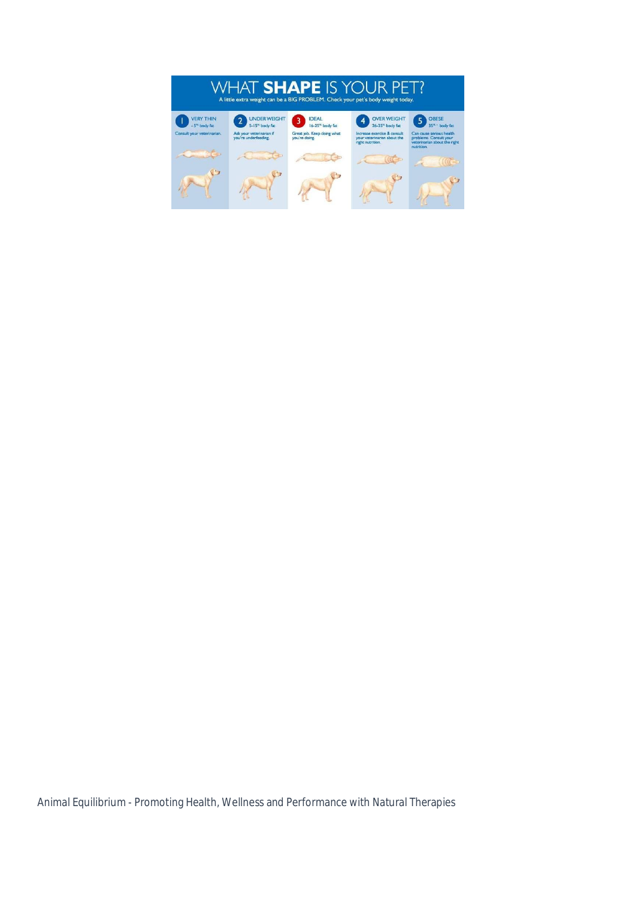# WHAT **SHAPE** IS YOUR PET?

A little extra weight can be a BIG PROBLEM. Check your pet's body weight today.

1 VERY THIN
- 5% body fat
Consult your veterinarian.

2 UNDER WEIGHT
5-15% body fat
Ask your veterinarian if you're underfeeding.

3 IDEAL
16-25% body fat
Great job. Keep doing what you're doing.

4 OVER WEIGHT
26-35% body fat
Increase exercise & consult your veterinarian about the right nutrition.

5 OBESE
35% + body fat
Can cause serious health problems. Consult your veterinarian about the right nutrition.